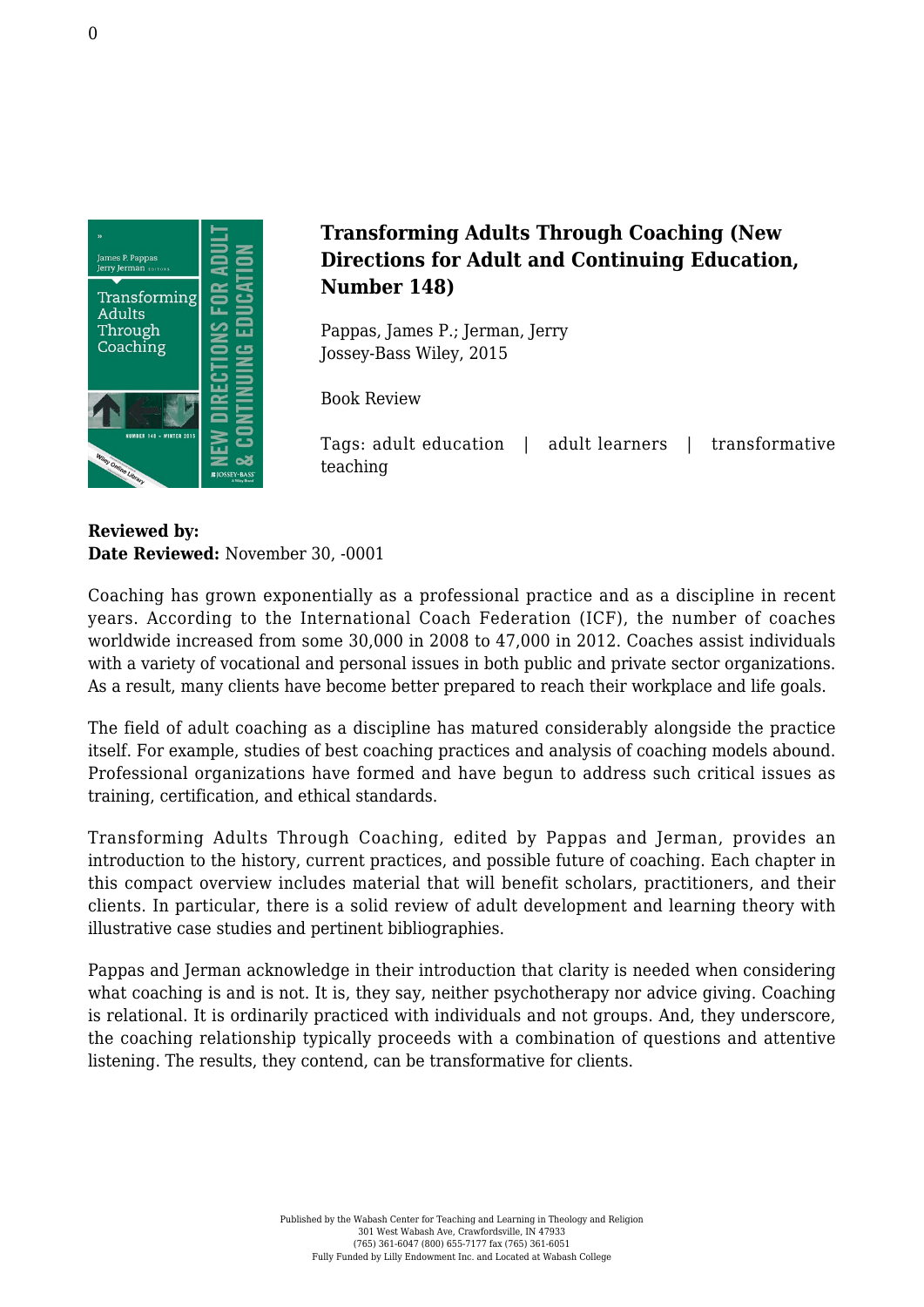# Transforming Adults Through Coaching (New Directions for Adult and Continuing Education, Number 148)

Pappas, James P.; Jerman, Jerry
Jossey-Bass Wiley, 2015

Book Review

Tags: adult education | adult learners | transformative teaching

**Reviewed by:**
**Date Reviewed:** November 30, -0001

Coaching has grown exponentially as a professional practice and as a discipline in recent years. According to the International Coach Federation (ICF), the number of coaches worldwide increased from some 30,000 in 2008 to 47,000 in 2012. Coaches assist individuals with a variety of vocational and personal issues in both public and private sector organizations. As a result, many clients have become better prepared to reach their workplace and life goals.

The field of adult coaching as a discipline has matured considerably alongside the practice itself. For example, studies of best coaching practices and analysis of coaching models abound. Professional organizations have formed and have begun to address such critical issues as training, certification, and ethical standards.

Transforming Adults Through Coaching, edited by Pappas and Jerman, provides an introduction to the history, current practices, and possible future of coaching. Each chapter in this compact overview includes material that will benefit scholars, practitioners, and their clients. In particular, there is a solid review of adult development and learning theory with illustrative case studies and pertinent bibliographies.

Pappas and Jerman acknowledge in their introduction that clarity is needed when considering what coaching is and is not. It is, they say, neither psychotherapy nor advice giving. Coaching is relational. It is ordinarily practiced with individuals and not groups. And, they underscore, the coaching relationship typically proceeds with a combination of questions and attentive listening. The results, they contend, can be transformative for clients.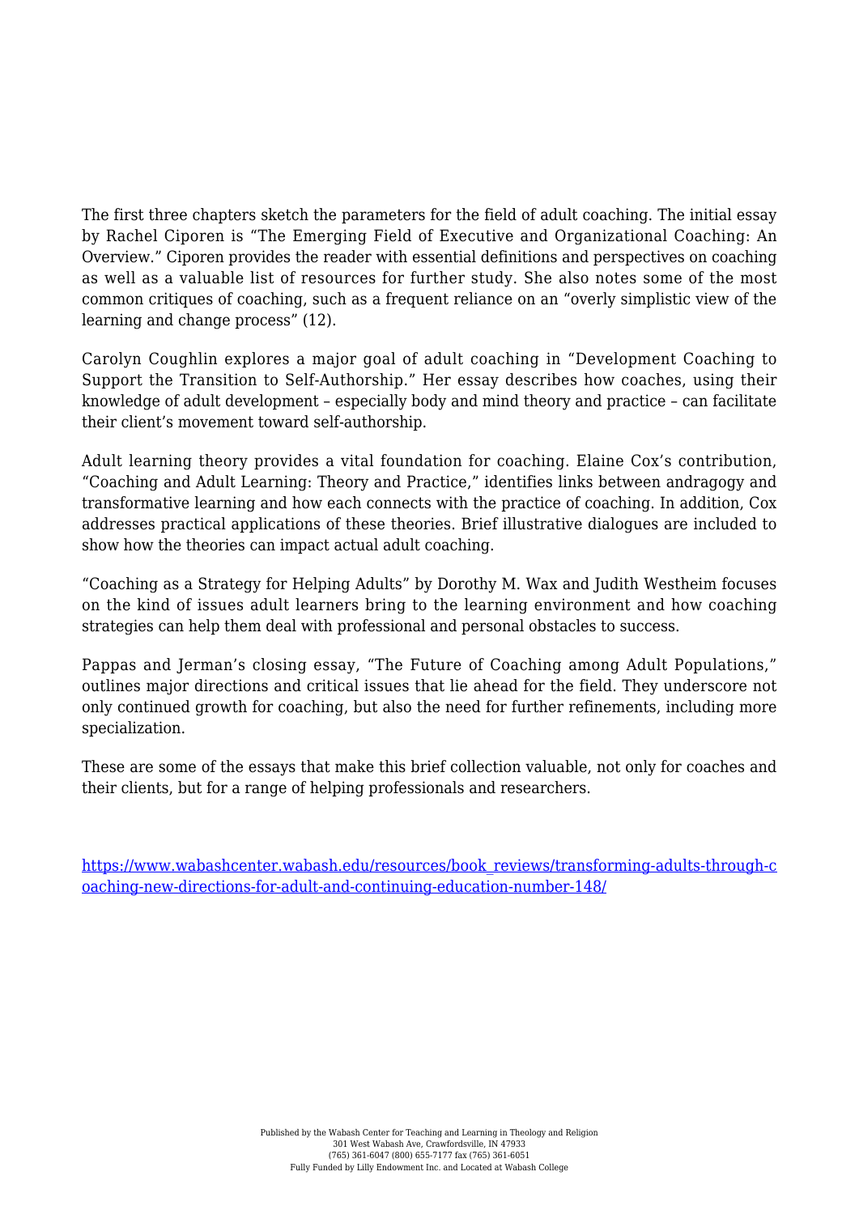The first three chapters sketch the parameters for the field of adult coaching. The initial essay by Rachel Ciporen is "The Emerging Field of Executive and Organizational Coaching: An Overview." Ciporen provides the reader with essential definitions and perspectives on coaching as well as a valuable list of resources for further study. She also notes some of the most common critiques of coaching, such as a frequent reliance on an "overly simplistic view of the learning and change process" (12).

Carolyn Coughlin explores a major goal of adult coaching in "Development Coaching to Support the Transition to Self-Authorship." Her essay describes how coaches, using their knowledge of adult development – especially body and mind theory and practice – can facilitate their client's movement toward self-authorship.

Adult learning theory provides a vital foundation for coaching. Elaine Cox's contribution, "Coaching and Adult Learning: Theory and Practice," identifies links between andragogy and transformative learning and how each connects with the practice of coaching. In addition, Cox addresses practical applications of these theories. Brief illustrative dialogues are included to show how the theories can impact actual adult coaching.

"Coaching as a Strategy for Helping Adults" by Dorothy M. Wax and Judith Westheim focuses on the kind of issues adult learners bring to the learning environment and how coaching strategies can help them deal with professional and personal obstacles to success.

Pappas and Jerman's closing essay, "The Future of Coaching among Adult Populations," outlines major directions and critical issues that lie ahead for the field. They underscore not only continued growth for coaching, but also the need for further refinements, including more specialization.

These are some of the essays that make this brief collection valuable, not only for coaches and their clients, but for a range of helping professionals and researchers.

https://www.wabashcenter.wabash.edu/resources/book_reviews/transforming-adults-through-coaching-new-directions-for-adult-and-continuing-education-number-148/

Published by the Wabash Center for Teaching and Learning in Theology and Religion
301 West Wabash Ave, Crawfordsville, IN 47933
(765) 361-6047 (800) 655-7177 fax (765) 361-6051
Fully Funded by Lilly Endowment Inc. and Located at Wabash College